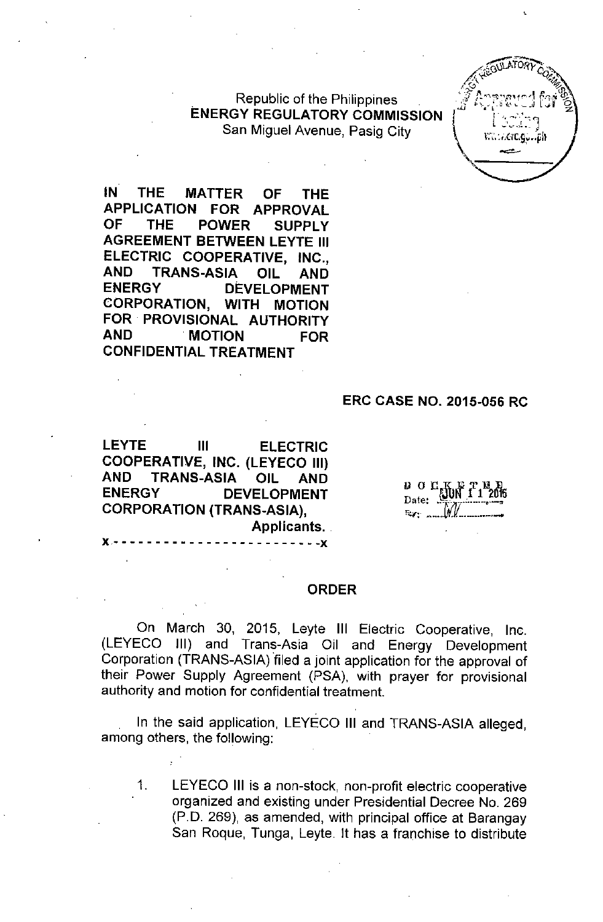Republic of the Philippines
**ENERGY REGULATORY COMMISSION**
San Miguel Avenue, Pasig City

**IN THE MATTER OF THE APPLICATION FOR APPROVAL OF THE POWER SUPPLY AGREEMENT BETWEEN LEYTE III ELECTRIC COOPERATIVE, INC., AND TRANS-ASIA OIL AND ENERGY DEVELOPMENT CORPORATION, WITH MOTION FOR PROVISIONAL AUTHORITY AND MOTION FOR CONFIDENTIAL TREATMENT**

**ERC CASE NO. 2015-056 RC**

**LEYTE III ELECTRIC COOPERATIVE, INC. (LEYECO III) AND TRANS-ASIA OIL AND ENERGY DEVELOPMENT CORPORATION (TRANS-ASIA),**
**Applicants.**
x - - - - - - - - - - - - - - - - - - - - - - - - - x

DOCKETED
Date: JUN 11 2015
By: WV

## ORDER

On March 30, 2015, Leyte III Electric Cooperative, Inc. (LEYECO III) and Trans-Asia Oil and Energy Development Corporation (TRANS-ASIA) filed a joint application for the approval of their Power Supply Agreement (PSA), with prayer for provisional authority and motion for confidential treatment.

In the said application, LEYECO III and TRANS-ASIA alleged, among others, the following:

1. LEYECO III is a non-stock, non-profit electric cooperative organized and existing under Presidential Decree No. 269 (P.D. 269), as amended, with principal office at Barangay San Roque, Tunga, Leyte. It has a franchise to distribute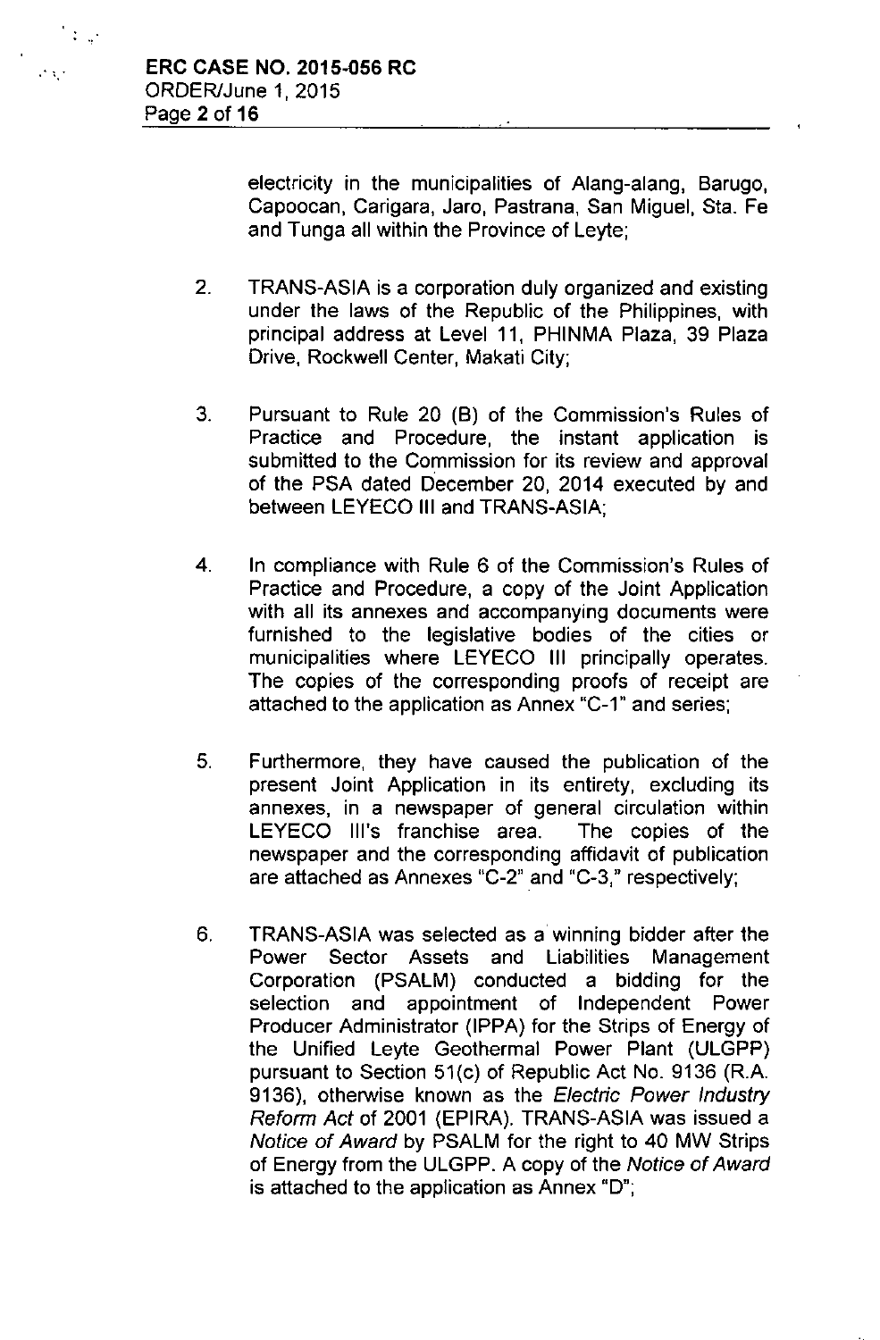electricity in the municipalities of Alang-alang, Barugo, Capoocan, Carigara, Jaro, Pastrana, San Miguel, Sta. Fe and Tunga all within the Province of Leyte;

2. TRANS-ASIA is a corporation duly organized and existing under the laws of the Republic of the Philippines, with principal address at Level 11, PHINMA Plaza, 39 Plaza Drive, Rockwell Center, Makati City;

3. Pursuant to Rule 20 (B) of the Commission's Rules of Practice and Procedure, the instant application is submitted to the Commission for its review and approval of the PSA dated December 20, 2014 executed by and between LEYECO III and TRANS-ASIA;

4. In compliance with Rule 6 of the Commission's Rules of Practice and Procedure, a copy of the Joint Application with all its annexes and accompanying documents were furnished to the legislative bodies of the cities or municipalities where LEYECO III principally operates. The copies of the corresponding proofs of receipt are attached to the application as Annex "C-1" and series;

5. Furthermore, they have caused the publication of the present Joint Application in its entirety, excluding its annexes, in a newspaper of general circulation within LEYECO III's franchise area. The copies of the newspaper and the corresponding affidavit of publication are attached as Annexes "C-2" and "C-3," respectively;

6. TRANS-ASIA was selected as a winning bidder after the Power Sector Assets and Liabilities Management Corporation (PSALM) conducted a bidding for the selection and appointment of Independent Power Producer Administrator (IPPA) for the Strips of Energy of the Unified Leyte Geothermal Power Plant (ULGPP) pursuant to Section 51(c) of Republic Act No. 9136 (R.A. 9136), otherwise known as the *Electric Power Industry Reform Act* of 2001 (EPIRA). TRANS-ASIA was issued a *Notice of Award* by PSALM for the right to 40 MW Strips of Energy from the ULGPP. A copy of the *Notice of Award* is attached to the application as Annex "D";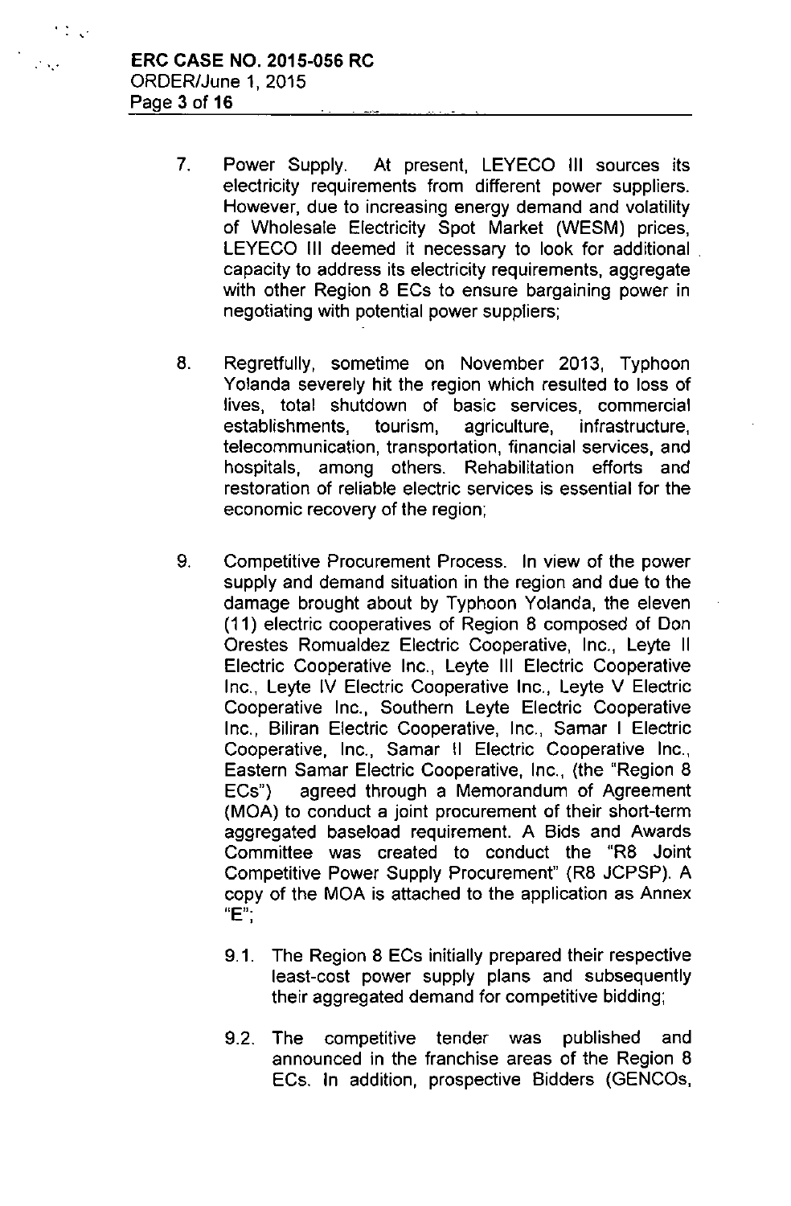7. Power Supply. At present, LEYECO III sources its electricity requirements from different power suppliers. However, due to increasing energy demand and volatility of Wholesale Electricity Spot Market (WESM) prices, LEYECO III deemed it necessary to look for additional capacity to address its electricity requirements, aggregate with other Region 8 ECs to ensure bargaining power in negotiating with potential power suppliers;

8. Regretfully, sometime on November 2013, Typhoon Yolanda severely hit the region which resulted to loss of lives, total shutdown of basic services, commercial establishments, tourism, agriculture, infrastructure, telecommunication, transportation, financial services, and hospitals, among others. Rehabilitation efforts and restoration of reliable electric services is essential for the economic recovery of the region;

9. Competitive Procurement Process. In view of the power supply and demand situation in the region and due to the damage brought about by Typhoon Yolanda, the eleven (11) electric cooperatives of Region 8 composed of Don Orestes Romualdez Electric Cooperative, Inc., Leyte II Electric Cooperative Inc., Leyte III Electric Cooperative Inc., Leyte IV Electric Cooperative Inc., Leyte V Electric Cooperative Inc., Southern Leyte Electric Cooperative Inc., Biliran Electric Cooperative, Inc., Samar I Electric Cooperative, Inc., Samar II Electric Cooperative Inc., Eastern Samar Electric Cooperative, Inc., (the "Region 8 ECs") agreed through a Memorandum of Agreement (MOA) to conduct a joint procurement of their short-term aggregated baseload requirement. A Bids and Awards Committee was created to conduct the "R8 Joint Competitive Power Supply Procurement" (R8 JCPSP). A copy of the MOA is attached to the application as Annex "E";

   9.1. The Region 8 ECs initially prepared their respective least-cost power supply plans and subsequently their aggregated demand for competitive bidding;

   9.2. The competitive tender was published and announced in the franchise areas of the Region 8 ECs. In addition, prospective Bidders (GENCOs,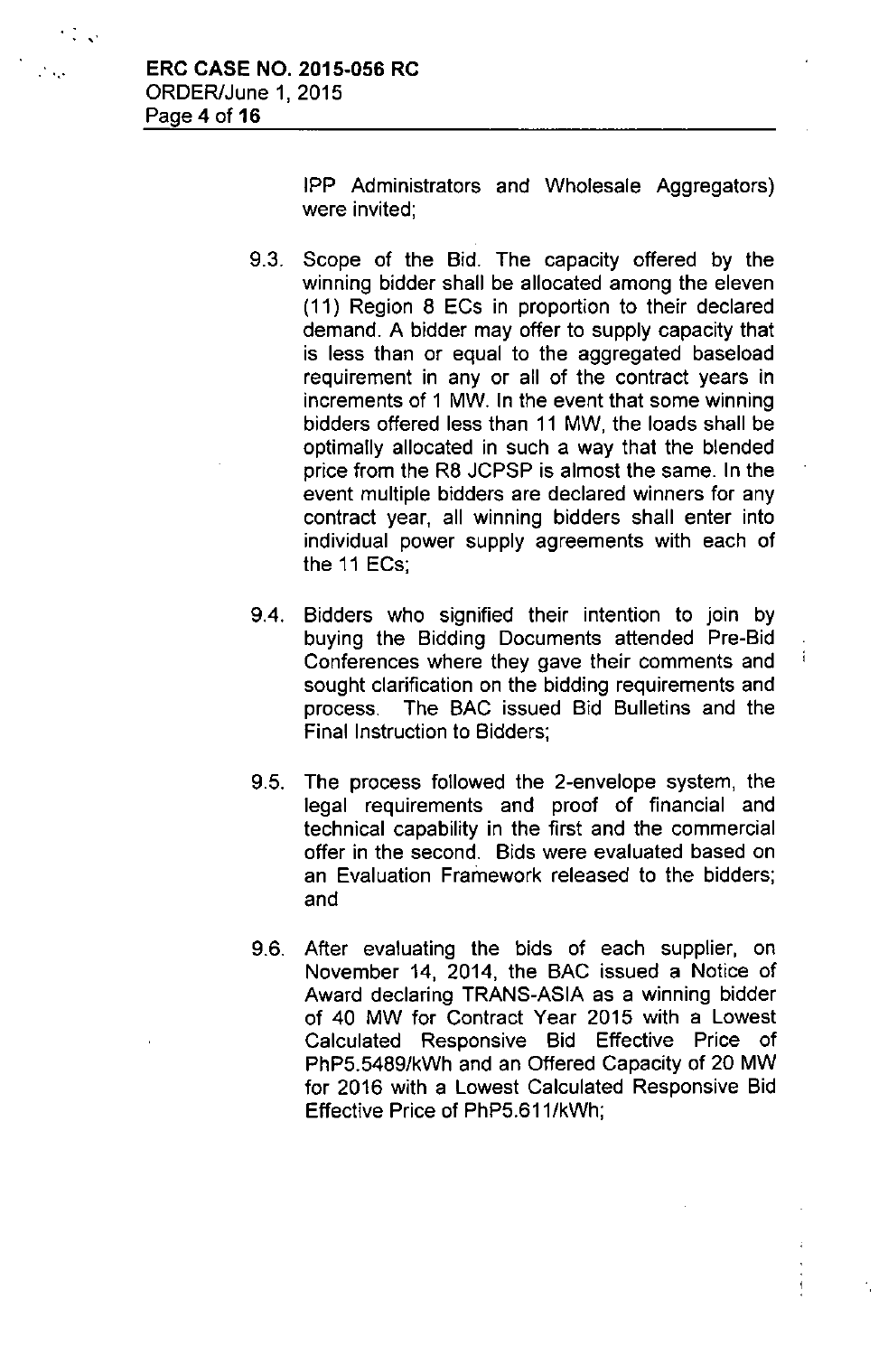IPP Administrators and Wholesale Aggregators) were invited;

9.3. Scope of the Bid. The capacity offered by the winning bidder shall be allocated among the eleven (11) Region 8 ECs in proportion to their declared demand. A bidder may offer to supply capacity that is less than or equal to the aggregated baseload requirement in any or all of the contract years in increments of 1 MW. In the event that some winning bidders offered less than 11 MW, the loads shall be optimally allocated in such a way that the blended price from the R8 JCPSP is almost the same. In the event multiple bidders are declared winners for any contract year, all winning bidders shall enter into individual power supply agreements with each of the 11 ECs;

9.4. Bidders who signified their intention to join by buying the Bidding Documents attended Pre-Bid Conferences where they gave their comments and sought clarification on the bidding requirements and process. The BAC issued Bid Bulletins and the Final Instruction to Bidders;

9.5. The process followed the 2-envelope system, the legal requirements and proof of financial and technical capability in the first and the commercial offer in the second. Bids were evaluated based on an Evaluation Framework released to the bidders; and

9.6. After evaluating the bids of each supplier, on November 14, 2014, the BAC issued a Notice of Award declaring TRANS-ASIA as a winning bidder of 40 MW for Contract Year 2015 with a Lowest Calculated Responsive Bid Effective Price of PhP5.5489/kWh and an Offered Capacity of 20 MW for 2016 with a Lowest Calculated Responsive Bid Effective Price of PhP5.611/kWh;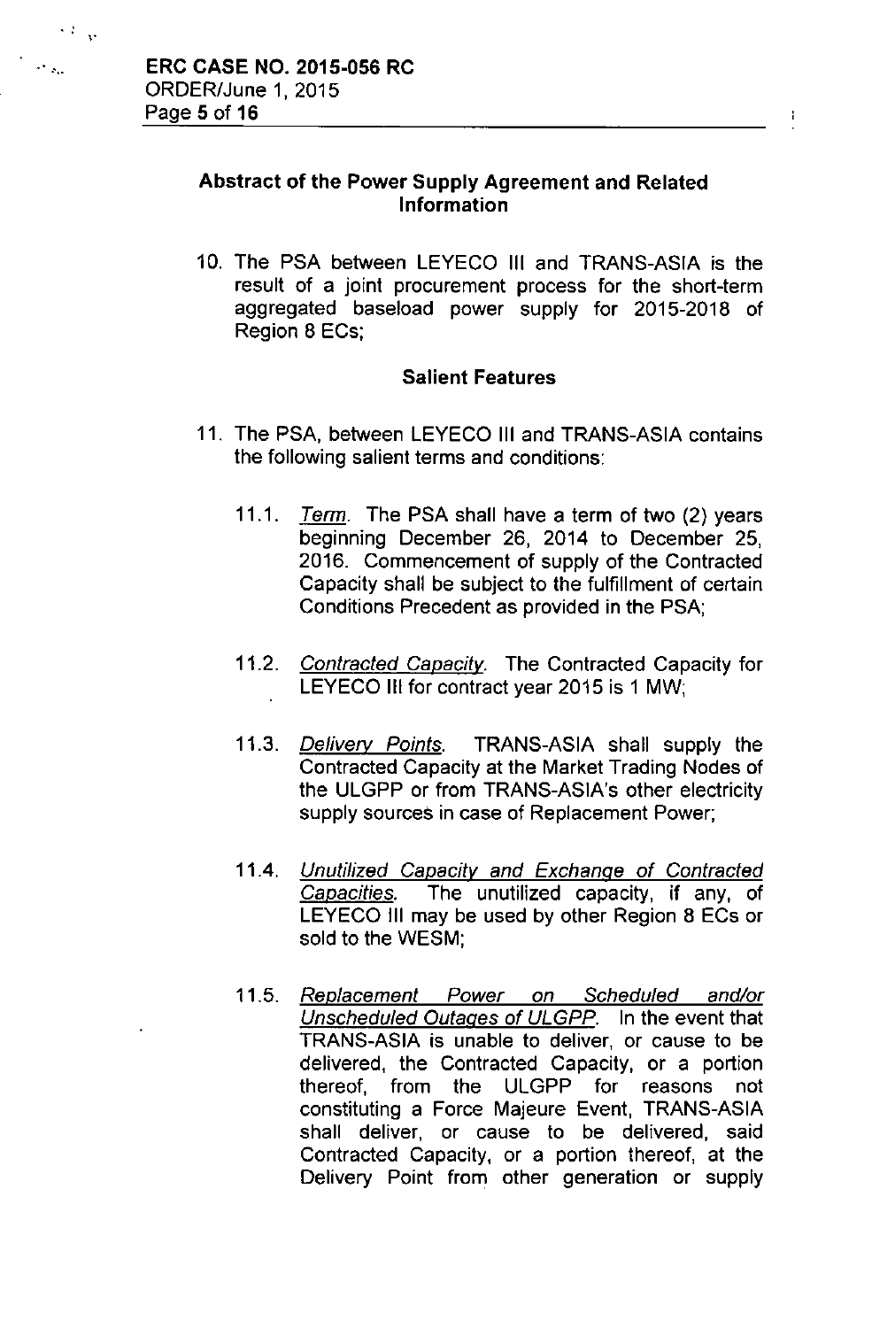## Abstract of the Power Supply Agreement and Related Information

10. The PSA between LEYECO III and TRANS-ASIA is the result of a joint procurement process for the short-term aggregated baseload power supply for 2015-2018 of Region 8 ECs;

### Salient Features

11. The PSA, between LEYECO III and TRANS-ASIA contains the following salient terms and conditions:

    11.1. *Term*. The PSA shall have a term of two (2) years beginning December 26, 2014 to December 25, 2016. Commencement of supply of the Contracted Capacity shall be subject to the fulfillment of certain Conditions Precedent as provided in the PSA;

    11.2. *Contracted Capacity*. The Contracted Capacity for LEYECO III for contract year 2015 is 1 MW;

    11.3. *Delivery Points*. TRANS-ASIA shall supply the Contracted Capacity at the Market Trading Nodes of the ULGPP or from TRANS-ASIA's other electricity supply sources in case of Replacement Power;

    11.4. *Unutilized Capacity and Exchange of Contracted Capacities*. The unutilized capacity, if any, of LEYECO III may be used by other Region 8 ECs or sold to the WESM;

    11.5. *Replacement Power on Scheduled and/or Unscheduled Outages of ULGPP*. In the event that TRANS-ASIA is unable to deliver, or cause to be delivered, the Contracted Capacity, or a portion thereof, from the ULGPP for reasons not constituting a Force Majeure Event, TRANS-ASIA shall deliver, or cause to be delivered, said Contracted Capacity, or a portion thereof, at the Delivery Point from other generation or supply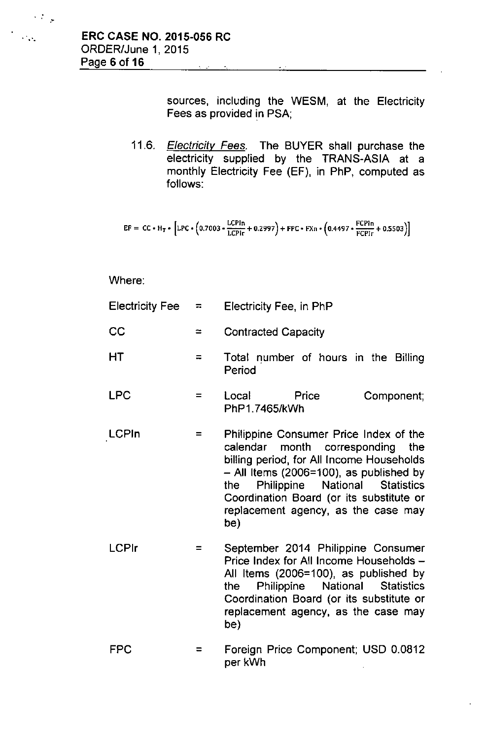sources, including the WESM, at the Electricity Fees as provided in PSA;

11.6. *Electricity Fees.* The BUYER shall purchase the electricity supplied by the TRANS-ASIA at a monthly Electricity Fee (EF), in PhP, computed as follows:

$$EF = CC \cdot H_T \cdot \left[LPC \cdot \left(0.7003 \cdot \frac{LCPIn}{LCPIr} + 0.2997\right) + FPC \cdot FXn \cdot \left(0.4497 \cdot \frac{FCPIn}{FCPIr} + 0.5503\right)\right]$$

Where:

| | | |
|---|---|---|
| Electricity Fee | = | Electricity Fee, in PhP |
| CC | = | Contracted Capacity |
| HT | = | Total number of hours in the Billing Period |
| LPC | = | Local Price Component; PhP1.7465/kWh |
| LCPIn | = | Philippine Consumer Price Index of the calendar month corresponding the billing period, for All Income Households – All Items (2006=100), as published by the Philippine National Statistics Coordination Board (or its substitute or replacement agency, as the case may be) |
| LCPIr | = | September 2014 Philippine Consumer Price Index for All Income Households – All Items (2006=100), as published by the Philippine National Statistics Coordination Board (or its substitute or replacement agency, as the case may be) |
| FPC | = | Foreign Price Component; USD 0.0812 per kWh |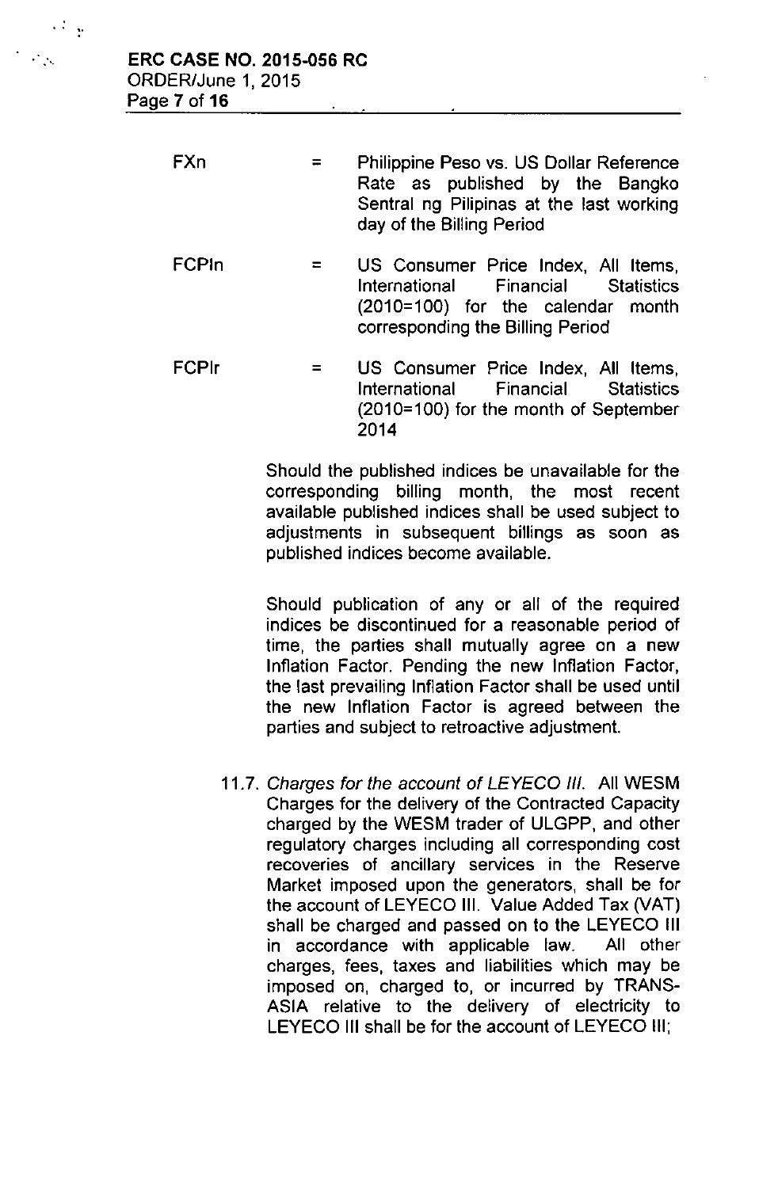$FX_n$ = Philippine Peso vs. US Dollar Reference Rate as published by the Bangko Sentral ng Pilipinas at the last working day of the Billing Period

$FCPI_n$ = US Consumer Price Index, All Items, International Financial Statistics (2010=100) for the calendar month corresponding the Billing Period

$FCPI_r$ = US Consumer Price Index, All Items, International Financial Statistics (2010=100) for the month of September 2014

Should the published indices be unavailable for the corresponding billing month, the most recent available published indices shall be used subject to adjustments in subsequent billings as soon as published indices become available.

Should publication of any or all of the required indices be discontinued for a reasonable period of time, the parties shall mutually agree on a new Inflation Factor. Pending the new Inflation Factor, the last prevailing Inflation Factor shall be used until the new Inflation Factor is agreed between the parties and subject to retroactive adjustment.

11.7. *Charges for the account of LEYECO III.* All WESM Charges for the delivery of the Contracted Capacity charged by the WESM trader of ULGPP, and other regulatory charges including all corresponding cost recoveries of ancillary services in the Reserve Market imposed upon the generators, shall be for the account of LEYECO III. Value Added Tax (VAT) shall be charged and passed on to the LEYECO III in accordance with applicable law. All other charges, fees, taxes and liabilities which may be imposed on, charged to, or incurred by TRANS-ASIA relative to the delivery of electricity to LEYECO III shall be for the account of LEYECO III;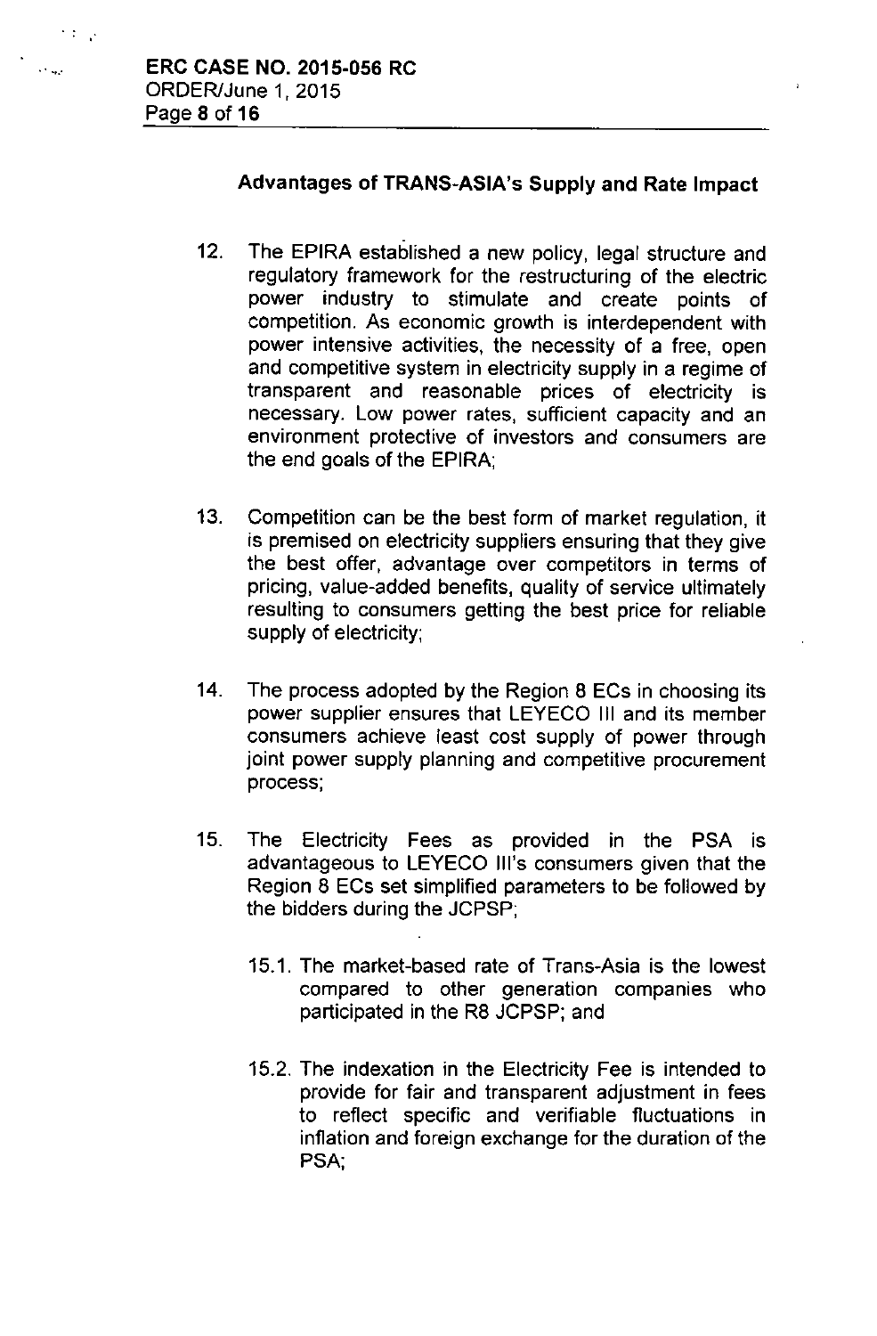### Advantages of TRANS-ASIA's Supply and Rate Impact

12. The EPIRA established a new policy, legal structure and regulatory framework for the restructuring of the electric power industry to stimulate and create points of competition. As economic growth is interdependent with power intensive activities, the necessity of a free, open and competitive system in electricity supply in a regime of transparent and reasonable prices of electricity is necessary. Low power rates, sufficient capacity and an environment protective of investors and consumers are the end goals of the EPIRA;

13. Competition can be the best form of market regulation, it is premised on electricity suppliers ensuring that they give the best offer, advantage over competitors in terms of pricing, value-added benefits, quality of service ultimately resulting to consumers getting the best price for reliable supply of electricity;

14. The process adopted by the Region 8 ECs in choosing its power supplier ensures that LEYECO III and its member consumers achieve least cost supply of power through joint power supply planning and competitive procurement process;

15. The Electricity Fees as provided in the PSA is advantageous to LEYECO III's consumers given that the Region 8 ECs set simplified parameters to be followed by the bidders during the JCPSP;

    15.1. The market-based rate of Trans-Asia is the lowest compared to other generation companies who participated in the R8 JCPSP; and

    15.2. The indexation in the Electricity Fee is intended to provide for fair and transparent adjustment in fees to reflect specific and verifiable fluctuations in inflation and foreign exchange for the duration of the PSA;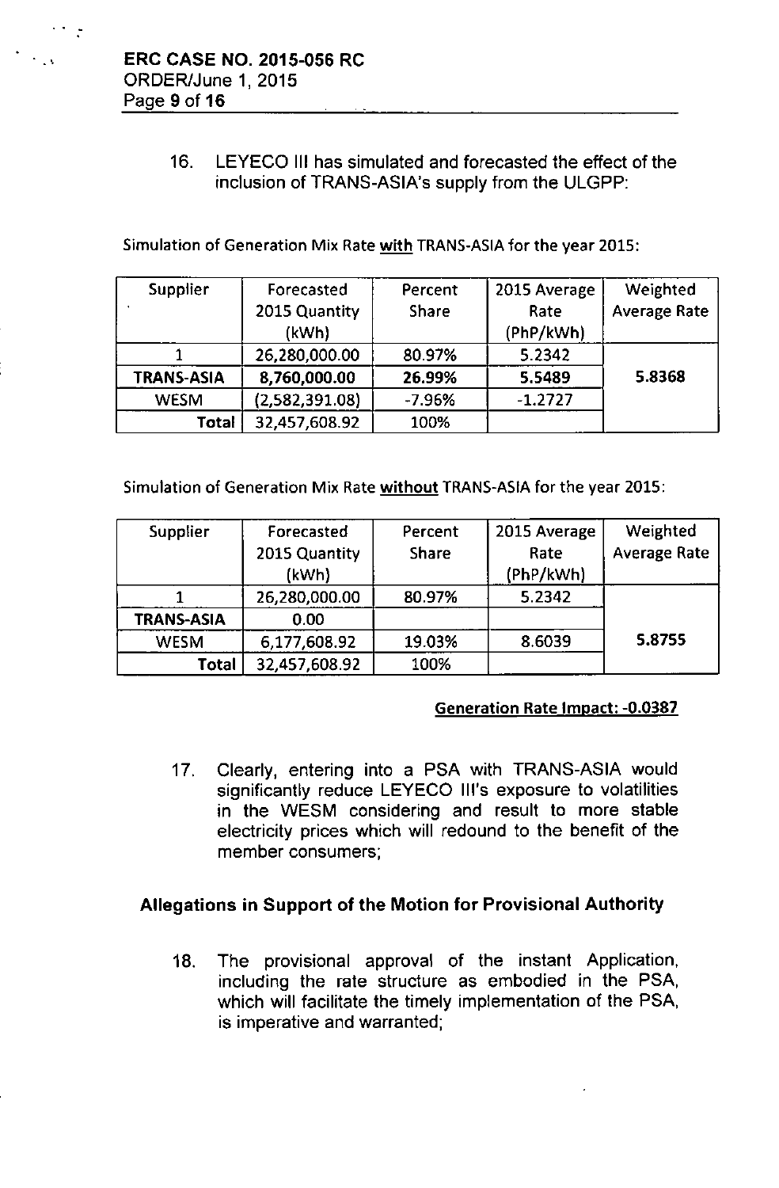16. LEYECO III has simulated and forecasted the effect of the inclusion of TRANS-ASIA's supply from the ULGPP:

Simulation of Generation Mix Rate **with** TRANS-ASIA for the year 2015:

| Supplier | Forecasted 2015 Quantity (kWh) | Percent Share | 2015 Average Rate (PhP/kWh) | Weighted Average Rate |
|---|---|---|---|---|
| 1 | 26,280,000.00 | 80.97% | 5.2342 | |
| **TRANS-ASIA** | **8,760,000.00** | **26.99%** | **5.5489** | **5.8368** |
| WESM | (2,582,391.08) | -7.96% | -1.2727 | |
| **Total** | 32,457,608.92 | 100% | | |

Simulation of Generation Mix Rate **without** TRANS-ASIA for the year 2015:

| Supplier | Forecasted 2015 Quantity (kWh) | Percent Share | 2015 Average Rate (PhP/kWh) | Weighted Average Rate |
|---|---|---|---|---|
| 1 | 26,280,000.00 | 80.97% | 5.2342 | |
| **TRANS-ASIA** | 0.00 | | | |
| WESM | 6,177,608.92 | 19.03% | 8.6039 | **5.8755** |
| **Total** | 32,457,608.92 | 100% | | |

**Generation Rate Impact: -0.0387**

17. Clearly, entering into a PSA with TRANS-ASIA would significantly reduce LEYECO III's exposure to volatilities in the WESM considering and result to more stable electricity prices which will redound to the benefit of the member consumers;

### Allegations in Support of the Motion for Provisional Authority

18. The provisional approval of the instant Application, including the rate structure as embodied in the PSA, which will facilitate the timely implementation of the PSA, is imperative and warranted;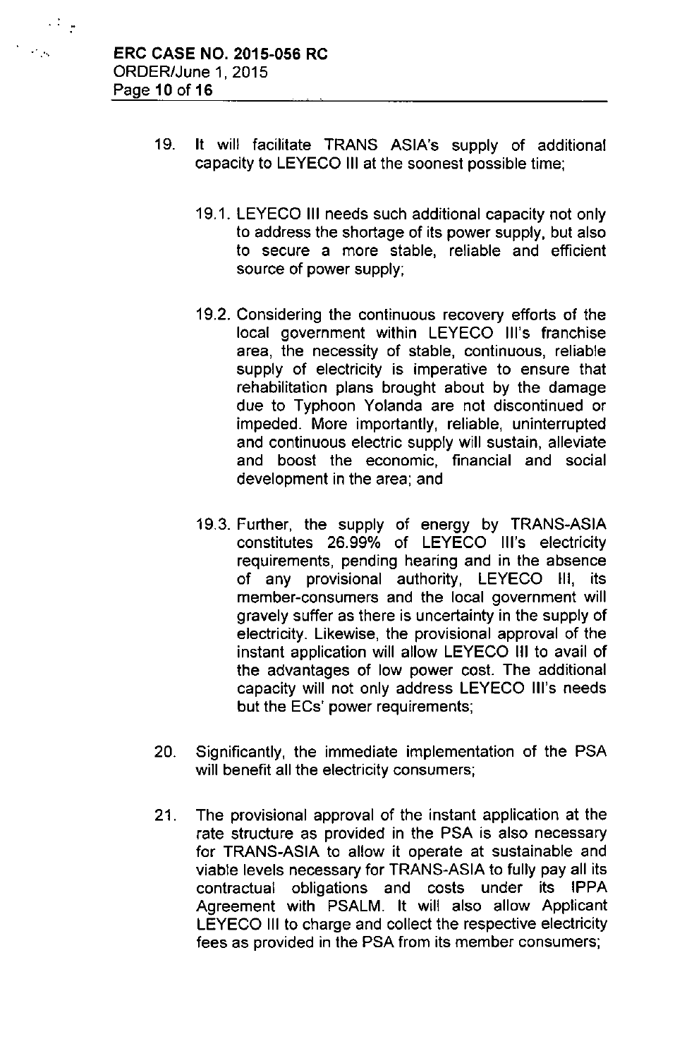19. It will facilitate TRANS ASIA's supply of additional capacity to LEYECO III at the soonest possible time;

    19.1. LEYECO III needs such additional capacity not only to address the shortage of its power supply, but also to secure a more stable, reliable and efficient source of power supply;

    19.2. Considering the continuous recovery efforts of the local government within LEYECO III's franchise area, the necessity of stable, continuous, reliable supply of electricity is imperative to ensure that rehabilitation plans brought about by the damage due to Typhoon Yolanda are not discontinued or impeded. More importantly, reliable, uninterrupted and continuous electric supply will sustain, alleviate and boost the economic, financial and social development in the area; and

    19.3. Further, the supply of energy by TRANS-ASIA constitutes 26.99% of LEYECO III's electricity requirements, pending hearing and in the absence of any provisional authority, LEYECO III, its member-consumers and the local government will gravely suffer as there is uncertainty in the supply of electricity. Likewise, the provisional approval of the instant application will allow LEYECO III to avail of the advantages of low power cost. The additional capacity will not only address LEYECO III's needs but the ECs' power requirements;

20. Significantly, the immediate implementation of the PSA will benefit all the electricity consumers;

21. The provisional approval of the instant application at the rate structure as provided in the PSA is also necessary for TRANS-ASIA to allow it operate at sustainable and viable levels necessary for TRANS-ASIA to fully pay all its contractual obligations and costs under its IPPA Agreement with PSALM. It will also allow Applicant LEYECO III to charge and collect the respective electricity fees as provided in the PSA from its member consumers;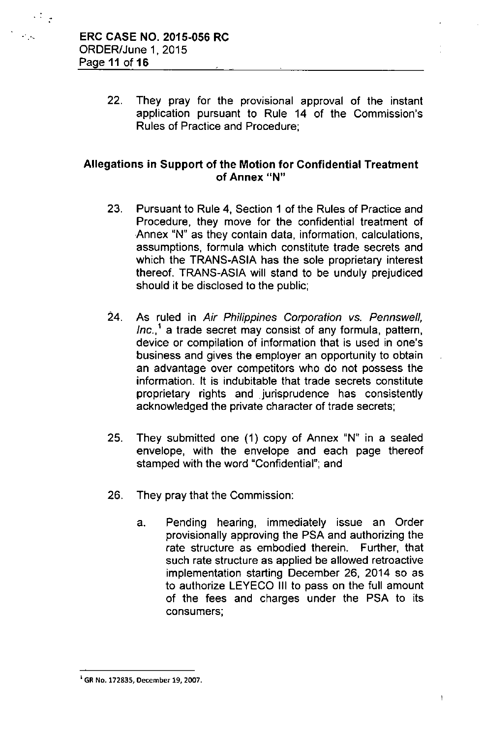22. They pray for the provisional approval of the instant application pursuant to Rule 14 of the Commission's Rules of Practice and Procedure;

## Allegations in Support of the Motion for Confidential Treatment of Annex "N"

23. Pursuant to Rule 4, Section 1 of the Rules of Practice and Procedure, they move for the confidential treatment of Annex "N" as they contain data, information, calculations, assumptions, formula which constitute trade secrets and which the TRANS-ASIA has the sole proprietary interest thereof. TRANS-ASIA will stand to be unduly prejudiced should it be disclosed to the public;

24. As ruled in *Air Philippines Corporation vs. Pennswell, Inc.*,[1] a trade secret may consist of any formula, pattern, device or compilation of information that is used in one's business and gives the employer an opportunity to obtain an advantage over competitors who do not possess the information. It is indubitable that trade secrets constitute proprietary rights and jurisprudence has consistently acknowledged the private character of trade secrets;

25. They submitted one (1) copy of Annex "N" in a sealed envelope, with the envelope and each page thereof stamped with the word "Confidential"; and

26. They pray that the Commission:

    a. Pending hearing, immediately issue an Order provisionally approving the PSA and authorizing the rate structure as embodied therein. Further, that such rate structure as applied be allowed retroactive implementation starting December 26, 2014 so as to authorize LEYECO III to pass on the full amount of the fees and charges under the PSA to its consumers;

---

[1] GR No. 172835, December 19, 2007.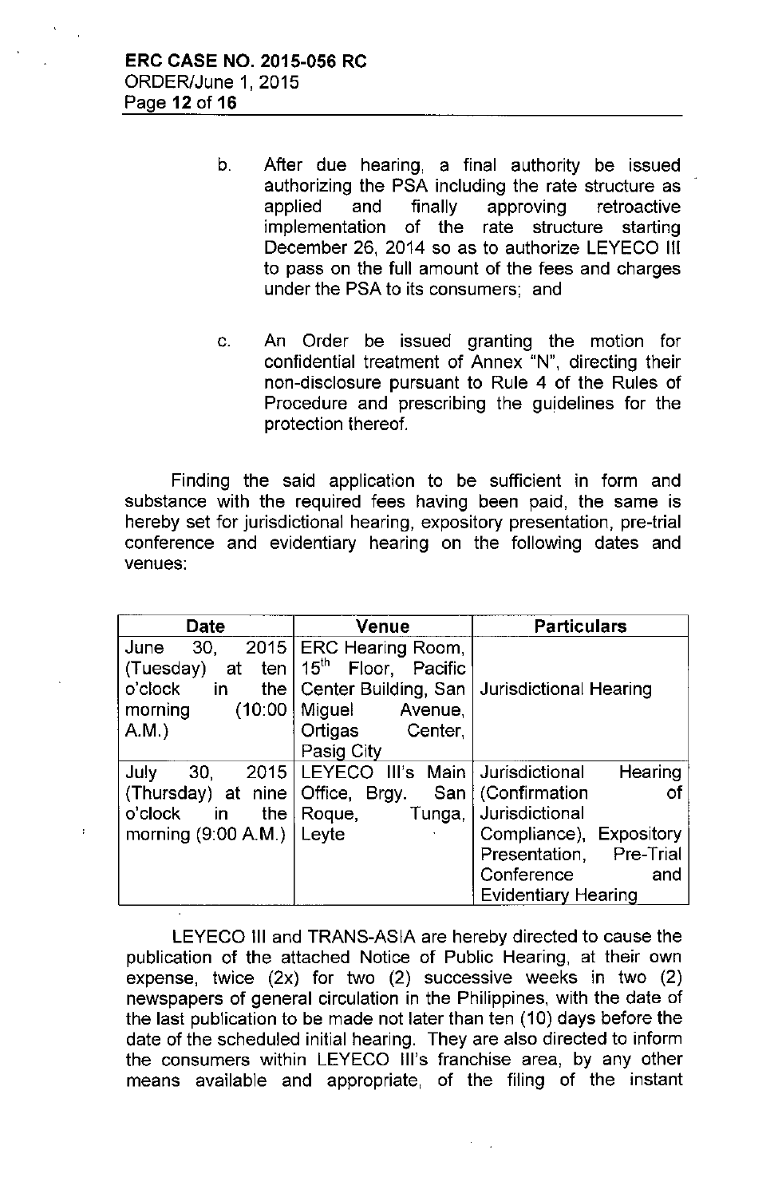b. After due hearing, a final authority be issued authorizing the PSA including the rate structure as applied and finally approving retroactive implementation of the rate structure starting December 26, 2014 so as to authorize LEYECO III to pass on the full amount of the fees and charges under the PSA to its consumers; and

c. An Order be issued granting the motion for confidential treatment of Annex "N", directing their non-disclosure pursuant to Rule 4 of the Rules of Procedure and prescribing the guidelines for the protection thereof.

Finding the said application to be sufficient in form and substance with the required fees having been paid, the same is hereby set for jurisdictional hearing, expository presentation, pre-trial conference and evidentiary hearing on the following dates and venues:

| Date | Venue | Particulars |
|---|---|---|
| June 30, 2015 (Tuesday) at ten o'clock in the morning (10:00 A.M.) | ERC Hearing Room, 15th Floor, Pacific Center Building, San Miguel Avenue, Ortigas Center, Pasig City | Jurisdictional Hearing |
| July 30, 2015 (Thursday) at nine o'clock in the morning (9:00 A.M.) | LEYECO III's Main Office, Brgy. San Roque, Tunga, Leyte | Jurisdictional Hearing (Confirmation of Jurisdictional Compliance), Expository Presentation, Pre-Trial Conference and Evidentiary Hearing |

LEYECO III and TRANS-ASIA are hereby directed to cause the publication of the attached Notice of Public Hearing, at their own expense, twice (2x) for two (2) successive weeks in two (2) newspapers of general circulation in the Philippines, with the date of the last publication to be made not later than ten (10) days before the date of the scheduled initial hearing. They are also directed to inform the consumers within LEYECO III's franchise area, by any other means available and appropriate, of the filing of the instant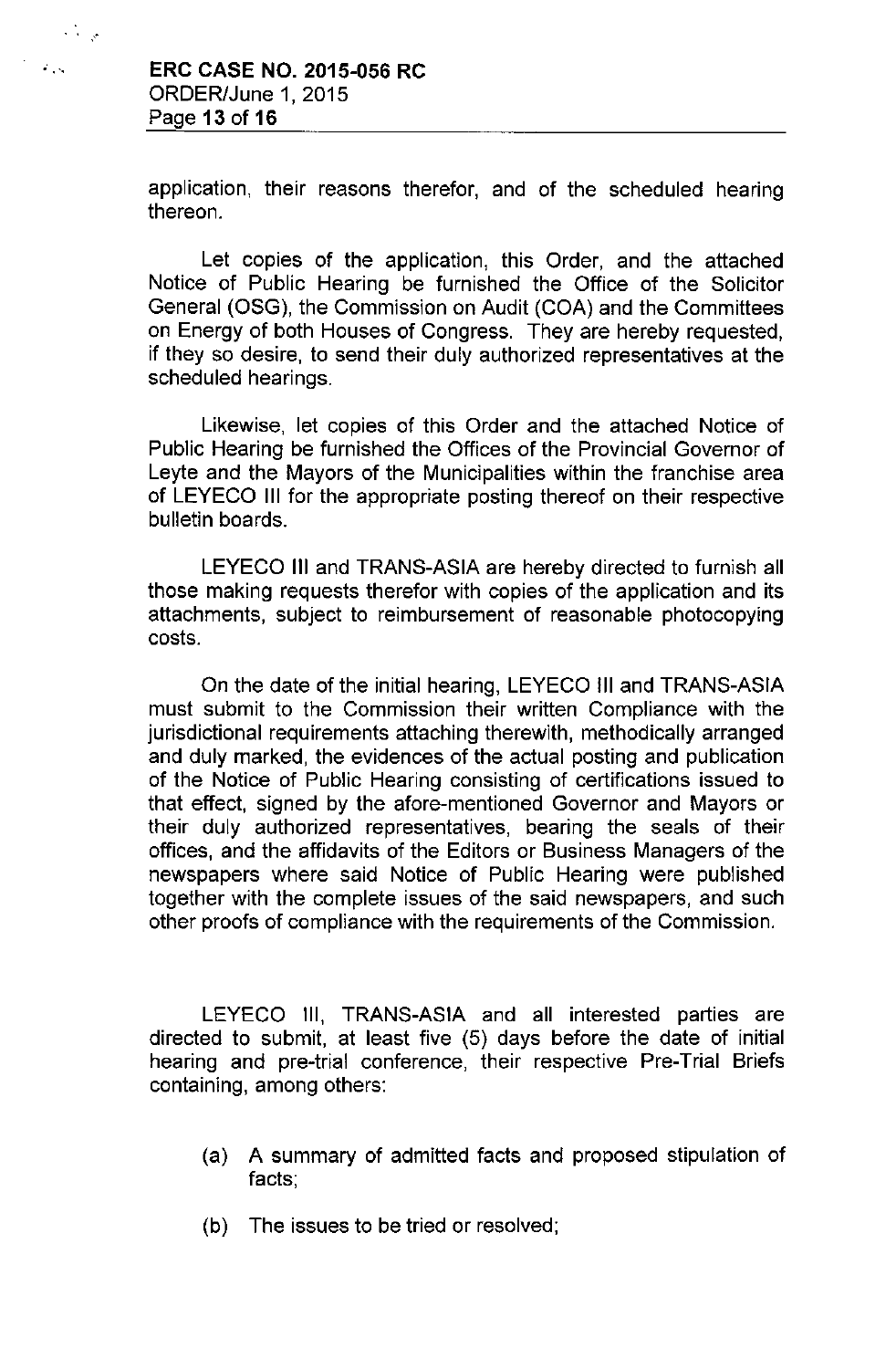application, their reasons therefor, and of the scheduled hearing thereon.

Let copies of the application, this Order, and the attached Notice of Public Hearing be furnished the Office of the Solicitor General (OSG), the Commission on Audit (COA) and the Committees on Energy of both Houses of Congress. They are hereby requested, if they so desire, to send their duly authorized representatives at the scheduled hearings.

Likewise, let copies of this Order and the attached Notice of Public Hearing be furnished the Offices of the Provincial Governor of Leyte and the Mayors of the Municipalities within the franchise area of LEYECO III for the appropriate posting thereof on their respective bulletin boards.

LEYECO III and TRANS-ASIA are hereby directed to furnish all those making requests therefor with copies of the application and its attachments, subject to reimbursement of reasonable photocopying costs.

On the date of the initial hearing, LEYECO III and TRANS-ASIA must submit to the Commission their written Compliance with the jurisdictional requirements attaching therewith, methodically arranged and duly marked, the evidences of the actual posting and publication of the Notice of Public Hearing consisting of certifications issued to that effect, signed by the afore-mentioned Governor and Mayors or their duly authorized representatives, bearing the seals of their offices, and the affidavits of the Editors or Business Managers of the newspapers where said Notice of Public Hearing were published together with the complete issues of the said newspapers, and such other proofs of compliance with the requirements of the Commission.

LEYECO III, TRANS-ASIA and all interested parties are directed to submit, at least five (5) days before the date of initial hearing and pre-trial conference, their respective Pre-Trial Briefs containing, among others:

(a) A summary of admitted facts and proposed stipulation of facts;

(b) The issues to be tried or resolved;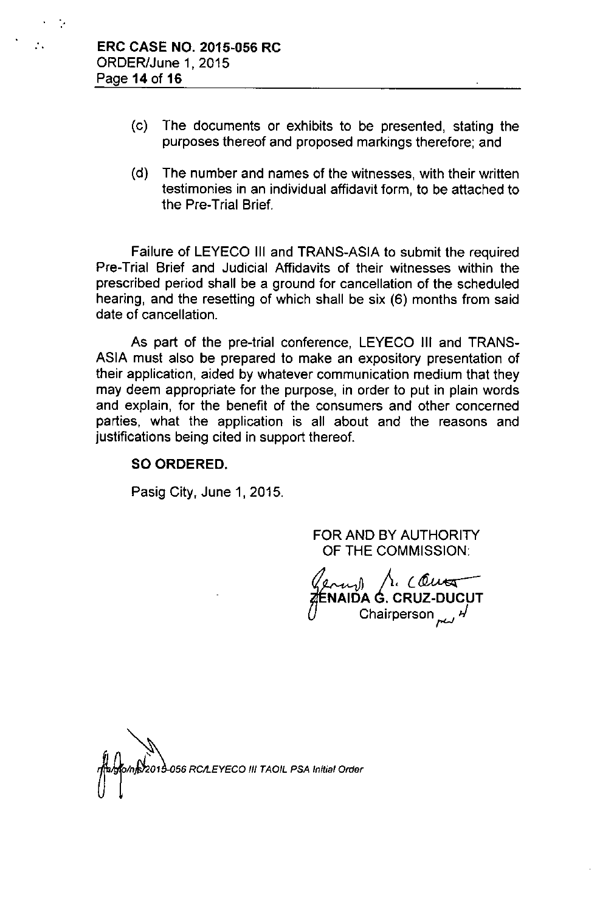(c) The documents or exhibits to be presented, stating the purposes thereof and proposed markings therefore; and

(d) The number and names of the witnesses, with their written testimonies in an individual affidavit form, to be attached to the Pre-Trial Brief.

Failure of LEYECO III and TRANS-ASIA to submit the required Pre-Trial Brief and Judicial Affidavits of their witnesses within the prescribed period shall be a ground for cancellation of the scheduled hearing, and the resetting of which shall be six (6) months from said date of cancellation.

As part of the pre-trial conference, LEYECO III and TRANS-ASIA must also be prepared to make an expository presentation of their application, aided by whatever communication medium that they may deem appropriate for the purpose, in order to put in plain words and explain, for the benefit of the consumers and other concerned parties, what the application is all about and the reasons and justifications being cited in support thereof.

**SO ORDERED.**

Pasig City, June 1, 2015.

FOR AND BY AUTHORITY
OF THE COMMISSION:

**ZENAIDA G. CRUZ-DUCUT**
Chairperson

*rfs/gfo/njs/2015-056 RC/LEYECO III TAOIL PSA Initial Order*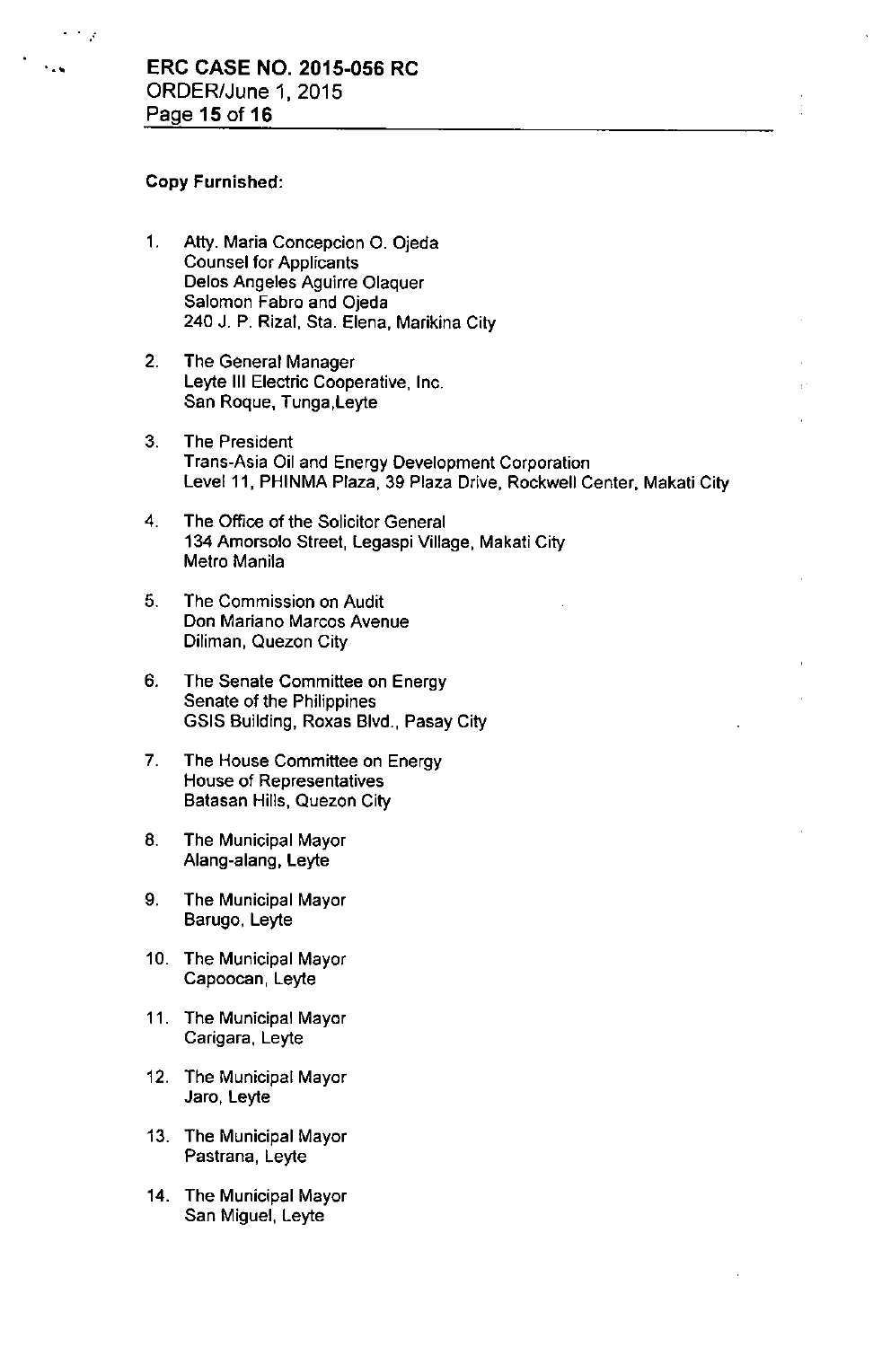**Copy Furnished:**

1. Atty. Maria Concepcion O. Ojeda
   Counsel for Applicants
   Delos Angeles Aguirre Olaquer
   Salomon Fabro and Ojeda
   240 J. P. Rizal, Sta. Elena, Marikina City

2. The General Manager
   Leyte III Electric Cooperative, Inc.
   San Roque, Tunga,Leyte

3. The President
   Trans-Asia Oil and Energy Development Corporation
   Level 11, PHINMA Plaza, 39 Plaza Drive, Rockwell Center, Makati City

4. The Office of the Solicitor General
   134 Amorsolo Street, Legaspi Village, Makati City
   Metro Manila

5. The Commission on Audit
   Don Mariano Marcos Avenue
   Diliman, Quezon City

6. The Senate Committee on Energy
   Senate of the Philippines
   GSIS Building, Roxas Blvd., Pasay City

7. The House Committee on Energy
   House of Representatives
   Batasan Hills, Quezon City

8. The Municipal Mayor
   Alang-alang, Leyte

9. The Municipal Mayor
   Barugo, Leyte

10. The Municipal Mayor
    Capoocan, Leyte

11. The Municipal Mayor
    Carigara, Leyte

12. The Municipal Mayor
    Jaro, Leyte

13. The Municipal Mayor
    Pastrana, Leyte

14. The Municipal Mayor
    San Miguel, Leyte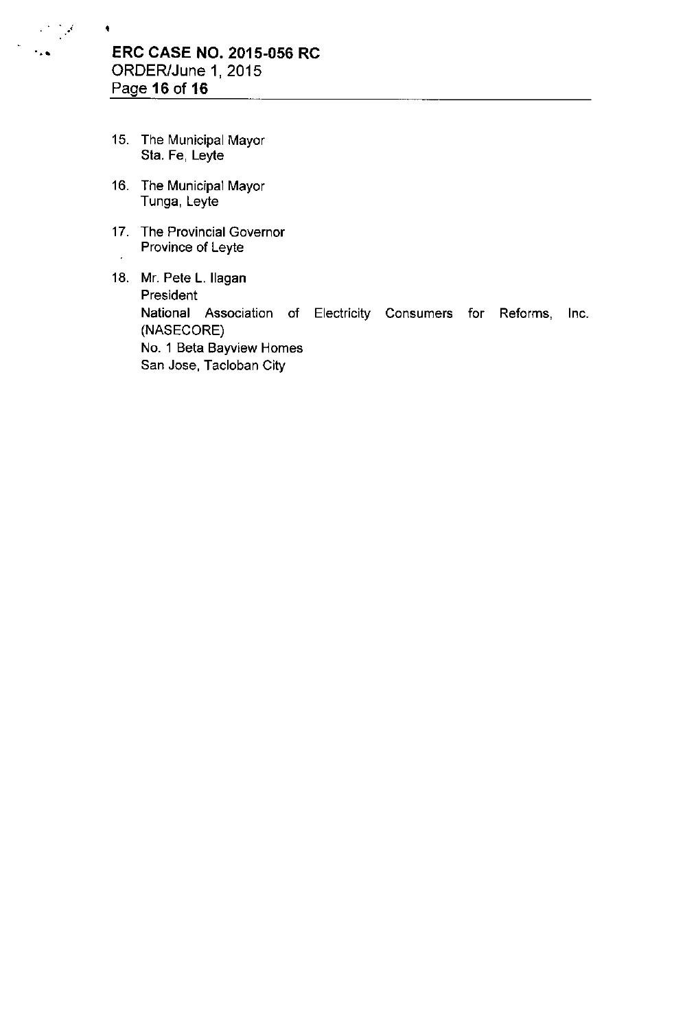15. The Municipal Mayor
    Sta. Fe, Leyte

16. The Municipal Mayor
    Tunga, Leyte

17. The Provincial Governor
    Province of Leyte

18. Mr. Pete L. Ilagan
    President
    National Association of Electricity Consumers for Reforms, Inc. (NASECORE)
    No. 1 Beta Bayview Homes
    San Jose, Tacloban City